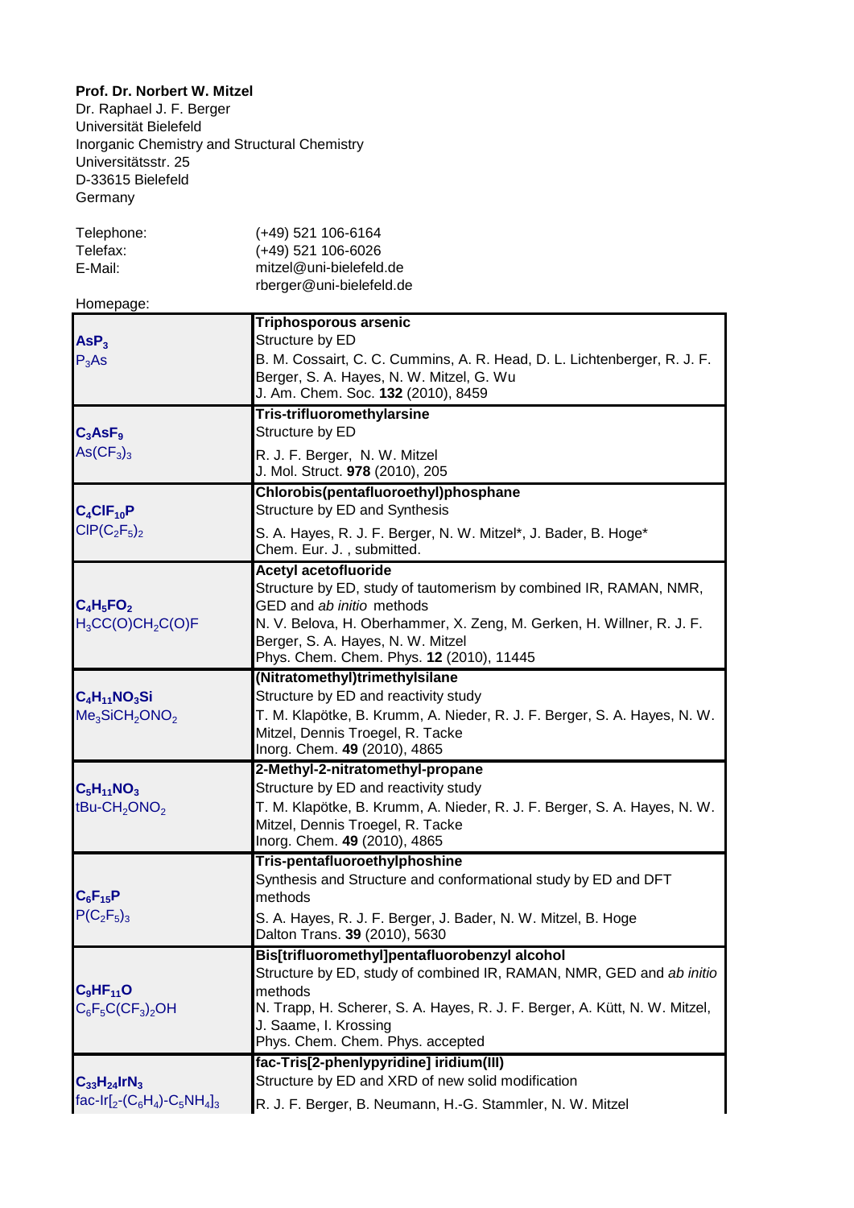**Prof. Dr. Norbert W. Mitzel**
Dr. Raphael J. F. Berger
Universität Bielefeld
Inorganic Chemistry and Structural Chemistry
Universitätsstr. 25
D-33615 Bielefeld
Germany

| | |
|---|---|
| Telephone: | (+49) 521 106-6164 |
| Telefax: | (+49) 521 106-6026 |
| E-Mail: | mitzel@uni-bielefeld.de<br>rberger@uni-bielefeld.de |
| Homepage: | |

| Formula | Compound / Reference |
|---|---|
| **$AsP_3$**<br>$P_3As$ | **Triphosporous arsenic**<br>Structure by ED<br>B. M. Cossairt, C. C. Cummins, A. R. Head, D. L. Lichtenberger, R. J. F. Berger, S. A. Hayes, N. W. Mitzel, G. Wu<br>J. Am. Chem. Soc. **132** (2010), 8459 |
| **$C_3AsF_9$**<br>$As(CF_3)_3$ | **Tris-trifluoromethylarsine**<br>Structure by ED<br>R. J. F. Berger, N. W. Mitzel<br>J. Mol. Struct. **978** (2010), 205 |
| **$C_4ClF_{10}P$**<br>$ClP(C_2F_5)_2$ | **Chlorobis(pentafluoroethyl)phosphane**<br>Structure by ED and Synthesis<br>S. A. Hayes, R. J. F. Berger, N. W. Mitzel*, J. Bader, B. Hoge*<br>Chem. Eur. J. , submitted. |
| **$C_4H_5FO_2$**<br>$H_3CC(O)CH_2C(O)F$ | **Acetyl acetofluoride**<br>Structure by ED, study of tautomerism by combined IR, RAMAN, NMR, GED and *ab initio* methods<br>N. V. Belova, H. Oberhammer, X. Zeng, M. Gerken, H. Willner, R. J. F. Berger, S. A. Hayes, N. W. Mitzel<br>Phys. Chem. Chem. Phys. **12** (2010), 11445 |
| **$C_4H_{11}NO_3Si$**<br>$Me_3SiCH_2ONO_2$ | **(Nitratomethyl)trimethylsilane**<br>Structure by ED and reactivity study<br>T. M. Klapötke, B. Krumm, A. Nieder, R. J. F. Berger, S. A. Hayes, N. W. Mitzel, Dennis Troegel, R. Tacke<br>Inorg. Chem. **49** (2010), 4865 |
| **$C_5H_{11}NO_3$**<br>tBu-$CH_2ONO_2$ | **2-Methyl-2-nitratomethyl-propane**<br>Structure by ED and reactivity study<br>T. M. Klapötke, B. Krumm, A. Nieder, R. J. F. Berger, S. A. Hayes, N. W. Mitzel, Dennis Troegel, R. Tacke<br>Inorg. Chem. **49** (2010), 4865 |
| **$C_6F_{15}P$**<br>$P(C_2F_5)_3$ | **Tris-pentafluoroethylphoshine**<br>Synthesis and Structure and conformational study by ED and DFT methods<br>S. A. Hayes, R. J. F. Berger, J. Bader, N. W. Mitzel, B. Hoge<br>Dalton Trans. **39** (2010), 5630 |
| **$C_9HF_{11}O$**<br>$C_6F_5C(CF_3)_2OH$ | **Bis[trifluoromethyl]pentafluorobenzyl alcohol**<br>Structure by ED, study of combined IR, RAMAN, NMR, GED and *ab initio* methods<br>N. Trapp, H. Scherer, S. A. Hayes, R. J. F. Berger, A. Kütt, N. W. Mitzel, J. Saame, I. Krossing<br>Phys. Chem. Chem. Phys. accepted |
| **$C_{33}H_{24}IrN_3$**<br>fac-$Ir[_2$-$(C_6H_4)$-$C_5NH_4]_3$ | **fac-Tris[2-phenlypyridine] iridium(III)**<br>Structure by ED and XRD of new solid modification<br>R. J. F. Berger, B. Neumann, H.-G. Stammler, N. W. Mitzel |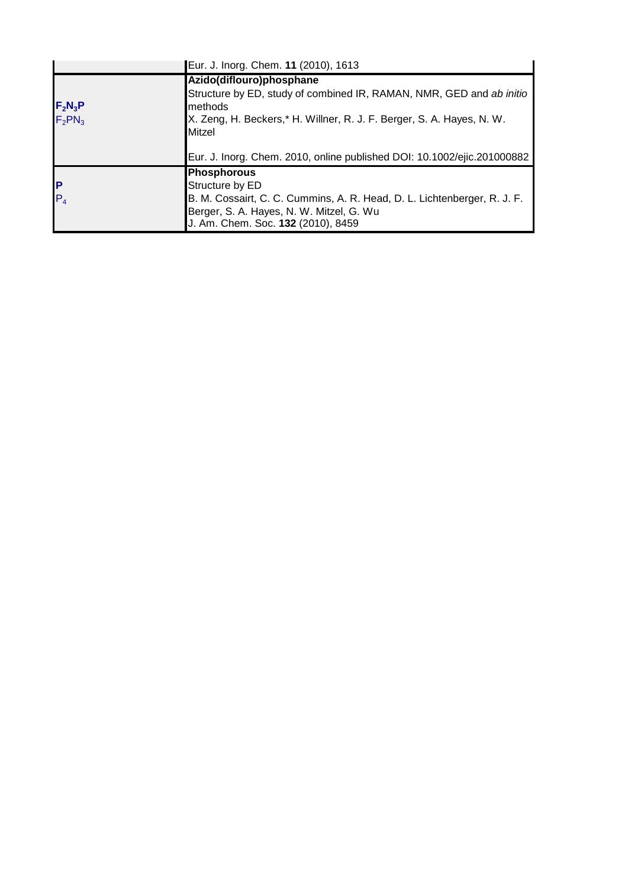| | |
|---|---|
| | Eur. J. Inorg. Chem. **11** (2010), 1613 |
| **$F_2N_3P$**<br>$F_2PN_3$ | **Azido(diflouro)phosphane**<br>Structure by ED, study of combined IR, RAMAN, NMR, GED and *ab initio* methods<br>X. Zeng, H. Beckers,* H. Willner, R. J. F. Berger, S. A. Hayes, N. W. Mitzel<br><br>Eur. J. Inorg. Chem. 2010, online published DOI: 10.1002/ejic.201000882 |
| **P**<br>$P_4$ | **Phosphorous**<br>Structure by ED<br>B. M. Cossairt, C. C. Cummins, A. R. Head, D. L. Lichtenberger, R. J. F. Berger, S. A. Hayes, N. W. Mitzel, G. Wu<br>J. Am. Chem. Soc. **132** (2010), 8459 |